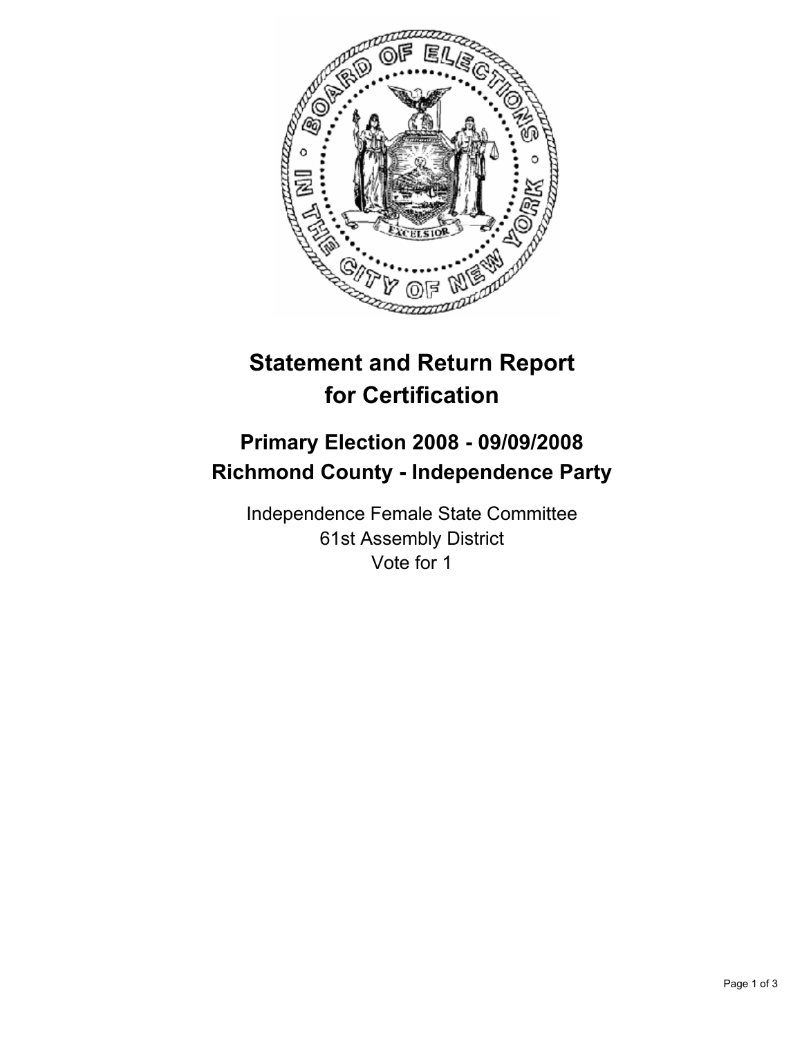# Statement and Return Report for Certification

## Primary Election 2008 - 09/09/2008
## Richmond County - Independence Party

Independence Female State Committee
61st Assembly District
Vote for 1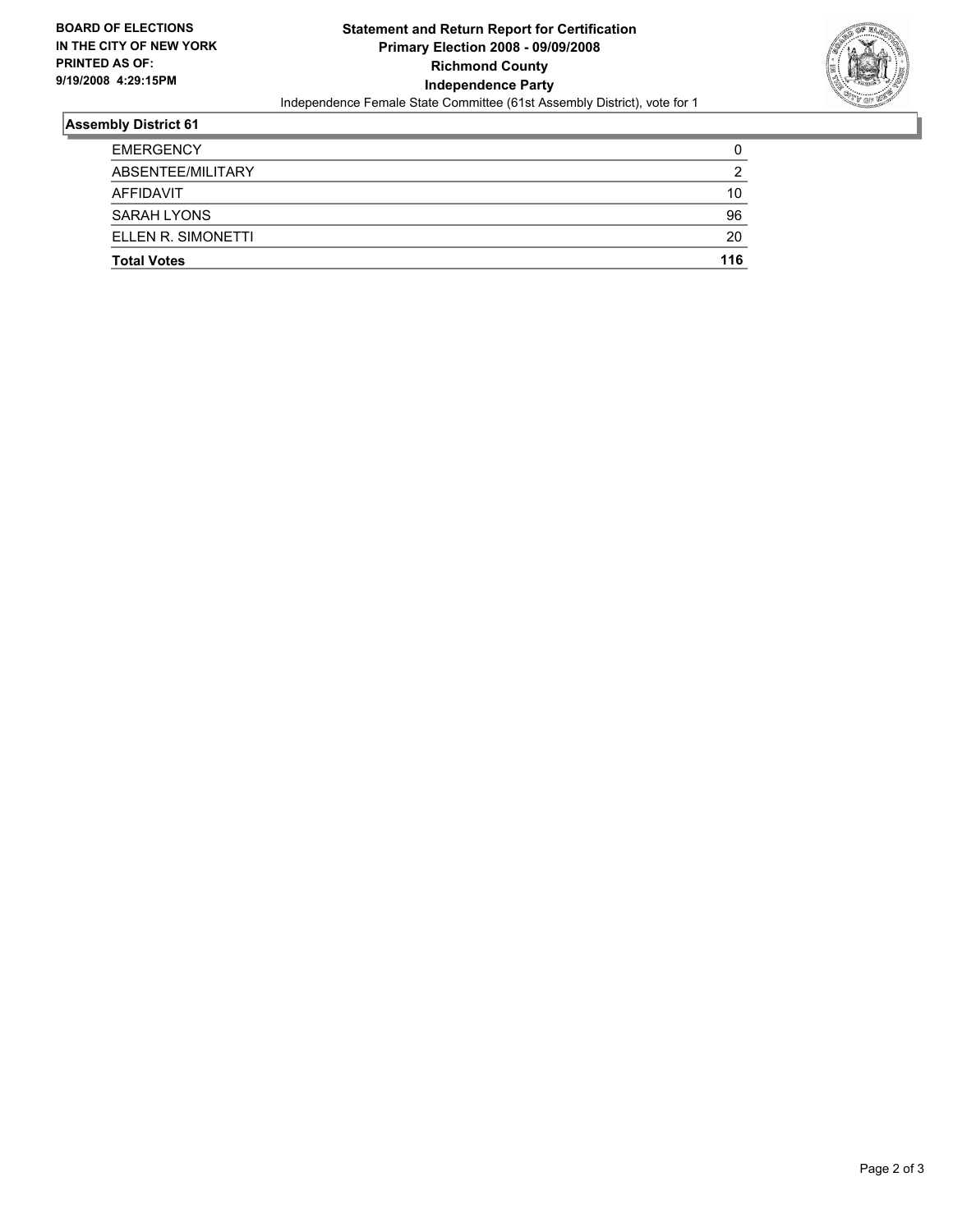**BOARD OF ELECTIONS IN THE CITY OF NEW YORK PRINTED AS OF: 9/19/2008 4:29:15PM**

**Statement and Return Report for Certification**
**Primary Election 2008 - 09/09/2008**
**Richmond County**
**Independence Party**
Independence Female State Committee (61st Assembly District), vote for 1

## Assembly District 61

| | |
|---|---|
| EMERGENCY | 0 |
| ABSENTEE/MILITARY | 2 |
| AFFIDAVIT | 10 |
| SARAH LYONS | 96 |
| ELLEN R. SIMONETTI | 20 |
| **Total Votes** | **116** |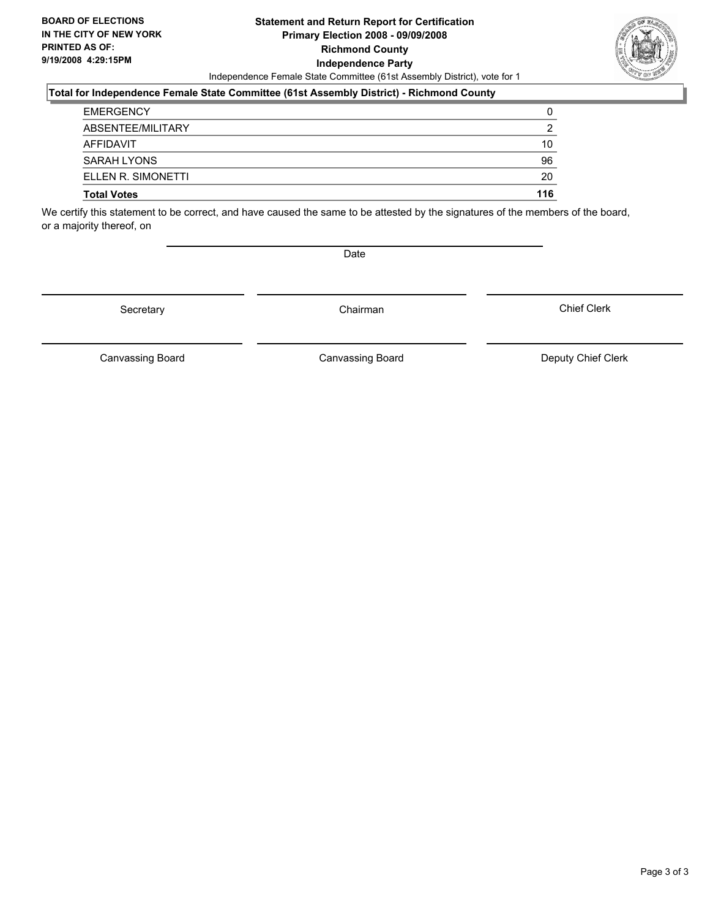**BOARD OF ELECTIONS IN THE CITY OF NEW YORK PRINTED AS OF: 9/19/2008 4:29:15PM**

**Statement and Return Report for Certification**
**Primary Election 2008 - 09/09/2008**
**Richmond County**
**Independence Party**

Independence Female State Committee (61st Assembly District), vote for 1

**Total for Independence Female State Committee (61st Assembly District) - Richmond County**

| | |
|---|---|
| EMERGENCY | 0 |
| ABSENTEE/MILITARY | 2 |
| AFFIDAVIT | 10 |
| SARAH LYONS | 96 |
| ELLEN R. SIMONETTI | 20 |
| **Total Votes** | **116** |

We certify this statement to be correct, and have caused the same to be attested by the signatures of the members of the board, or a majority thereof, on

Date

Secretary | Chairman | Chief Clerk

Canvassing Board | Canvassing Board | Deputy Chief Clerk